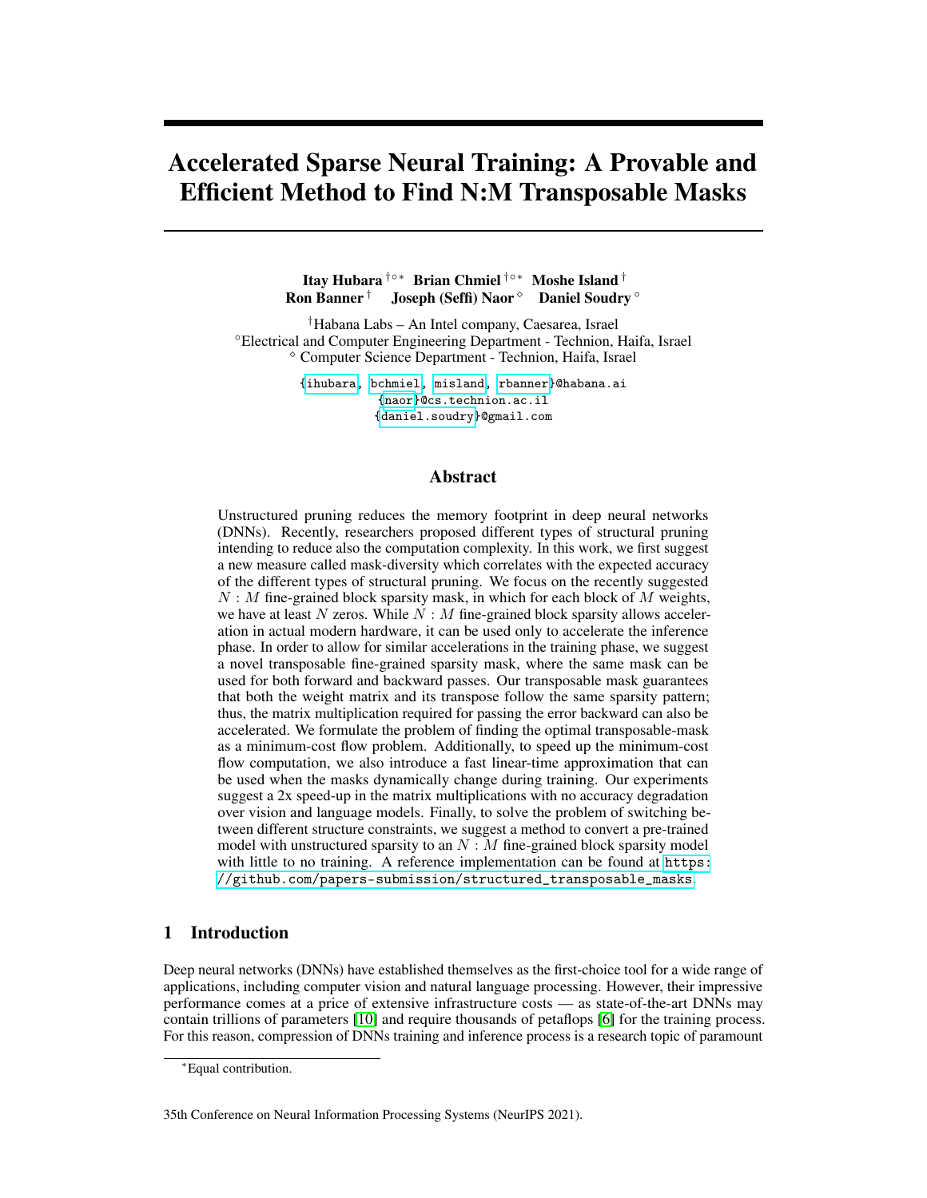# Accelerated Sparse Neural Training: A Provable and Efficient Method to Find N:M Transposable Masks

**Itay Hubara** [†◦*] **Brian Chmiel** [†◦*] **Moshe Island** [†]
**Ron Banner** [†] **Joseph (Seffi) Naor** [⋄] **Daniel Soudry** [◦]

[†]Habana Labs – An Intel company, Caesarea, Israel
[◦]Electrical and Computer Engineering Department - Technion, Haifa, Israel
[⋄] Computer Science Department - Technion, Haifa, Israel

{ihubara, bchmiel, misland, rbanner}@habana.ai
{naor}@cs.technion.ac.il
{daniel.soudry}@gmail.com

## Abstract

Unstructured pruning reduces the memory footprint in deep neural networks (DNNs). Recently, researchers proposed different types of structural pruning intending to reduce also the computation complexity. In this work, we first suggest a new measure called mask-diversity which correlates with the expected accuracy of the different types of structural pruning. We focus on the recently suggested $N : M$ fine-grained block sparsity mask, in which for each block of $M$ weights, we have at least $N$ zeros. While $N : M$ fine-grained block sparsity allows acceleration in actual modern hardware, it can be used only to accelerate the inference phase. In order to allow for similar accelerations in the training phase, we suggest a novel transposable fine-grained sparsity mask, where the same mask can be used for both forward and backward passes. Our transposable mask guarantees that both the weight matrix and its transpose follow the same sparsity pattern; thus, the matrix multiplication required for passing the error backward can also be accelerated. We formulate the problem of finding the optimal transposable-mask as a minimum-cost flow problem. Additionally, to speed up the minimum-cost flow computation, we also introduce a fast linear-time approximation that can be used when the masks dynamically change during training. Our experiments suggest a 2x speed-up in the matrix multiplications with no accuracy degradation over vision and language models. Finally, to solve the problem of switching between different structure constraints, we suggest a method to convert a pre-trained model with unstructured sparsity to an $N : M$ fine-grained block sparsity model with little to no training. A reference implementation can be found at https://github.com/papers-submission/structured_transposable_masks.

## 1 Introduction

Deep neural networks (DNNs) have established themselves as the first-choice tool for a wide range of applications, including computer vision and natural language processing. However, their impressive performance comes at a price of extensive infrastructure costs — as state-of-the-art DNNs may contain trillions of parameters [10] and require thousands of petaflops [6] for the training process. For this reason, compression of DNNs training and inference process is a research topic of paramount

---

*Equal contribution.

35th Conference on Neural Information Processing Systems (NeurIPS 2021).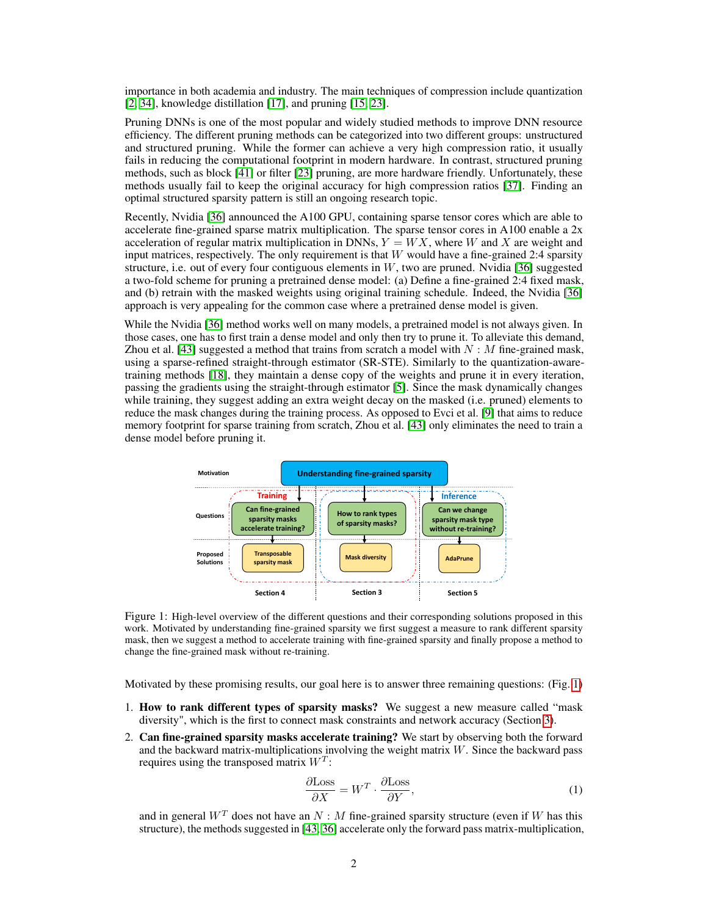importance in both academia and industry. The main techniques of compression include quantization [2, 34], knowledge distillation [17], and pruning [15, 23].

Pruning DNNs is one of the most popular and widely studied methods to improve DNN resource efficiency. The different pruning methods can be categorized into two different groups: unstructured and structured pruning. While the former can achieve a very high compression ratio, it usually fails in reducing the computational footprint in modern hardware. In contrast, structured pruning methods, such as block [41] or filter [23] pruning, are more hardware friendly. Unfortunately, these methods usually fail to keep the original accuracy for high compression ratios [37]. Finding an optimal structured sparsity pattern is still an ongoing research topic.

Recently, Nvidia [36] announced the A100 GPU, containing sparse tensor cores which are able to accelerate fine-grained sparse matrix multiplication. The sparse tensor cores in A100 enable a 2x acceleration of regular matrix multiplication in DNNs, $Y = WX$, where $W$ and $X$ are weight and input matrices, respectively. The only requirement is that $W$ would have a fine-grained 2:4 sparsity structure, i.e. out of every four contiguous elements in $W$, two are pruned. Nvidia [36] suggested a two-fold scheme for pruning a pretrained dense model: (a) Define a fine-grained 2:4 fixed mask, and (b) retrain with the masked weights using original training schedule. Indeed, the Nvidia [36] approach is very appealing for the common case where a pretrained dense model is given.

While the Nvidia [36] method works well on many models, a pretrained model is not always given. In those cases, one has to first train a dense model and only then try to prune it. To alleviate this demand, Zhou et al. [43] suggested a method that trains from scratch a model with $N : M$ fine-grained mask, using a sparse-refined straight-through estimator (SR-STE). Similarly to the quantization-aware-training methods [18], they maintain a dense copy of the weights and prune it in every iteration, passing the gradients using the straight-through estimator [5]. Since the mask dynamically changes while training, they suggest adding an extra weight decay on the masked (i.e. pruned) elements to reduce the mask changes during the training process. As opposed to Evci et al. [9] that aims to reduce memory footprint for sparse training from scratch, Zhou et al. [43] only eliminates the need to train a dense model before pruning it.

Figure 1: High-level overview of the different questions and their corresponding solutions proposed in this work. Motivated by understanding fine-grained sparsity we first suggest a measure to rank different sparsity mask, then we suggest a method to accelerate training with fine-grained sparsity and finally propose a method to change the fine-grained mask without re-training.

Motivated by these promising results, our goal here is to answer three remaining questions: (Fig. 1)

1. **How to rank different types of sparsity masks?** We suggest a new measure called "mask diversity", which is the first to connect mask constraints and network accuracy (Section 3).
2. **Can fine-grained sparsity masks accelerate training?** We start by observing both the forward and the backward matrix-multiplications involving the weight matrix $W$. Since the backward pass requires using the transposed matrix $W^T$:

$$\frac{\partial \text{Loss}}{\partial X} = W^T \cdot \frac{\partial \text{Loss}}{\partial Y}, \tag{1}$$

and in general $W^T$ does not have an $N : M$ fine-grained sparsity structure (even if $W$ has this structure), the methods suggested in [43, 36] accelerate only the forward pass matrix-multiplication,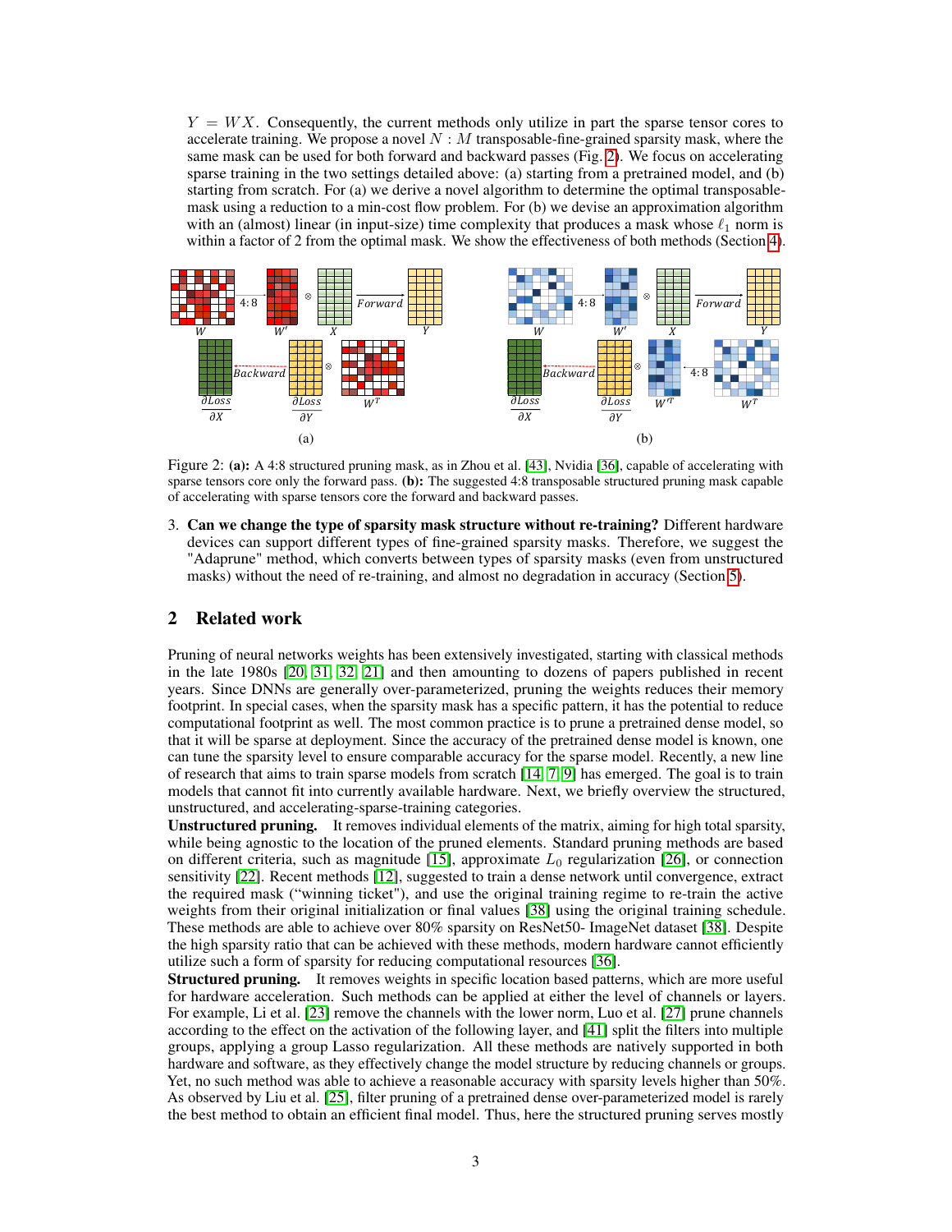$Y = WX$. Consequently, the current methods only utilize in part the sparse tensor cores to accelerate training. We propose a novel $N : M$ transposable-fine-grained sparsity mask, where the same mask can be used for both forward and backward passes (Fig. 2). We focus on accelerating sparse training in the two settings detailed above: (a) starting from a pretrained model, and (b) starting from scratch. For (a) we derive a novel algorithm to determine the optimal transposable-mask using a reduction to a min-cost flow problem. For (b) we devise an approximation algorithm with an (almost) linear (in input-size) time complexity that produces a mask whose $\ell_1$ norm is within a factor of 2 from the optimal mask. We show the effectiveness of both methods (Section 4).

Figure 2: **(a):** A 4:8 structured pruning mask, as in Zhou et al. [43], Nvidia [36], capable of accelerating with sparse tensors core only the forward pass. **(b):** The suggested 4:8 transposable structured pruning mask capable of accelerating with sparse tensors core the forward and backward passes.

3. **Can we change the type of sparsity mask structure without re-training?** Different hardware devices can support different types of fine-grained sparsity masks. Therefore, we suggest the "Adaprune" method, which converts between types of sparsity masks (even from unstructured masks) without the need of re-training, and almost no degradation in accuracy (Section 5).

## 2 Related work

Pruning of neural networks weights has been extensively investigated, starting with classical methods in the late 1980s [20, 31, 32, 21] and then amounting to dozens of papers published in recent years. Since DNNs are generally over-parameterized, pruning the weights reduces their memory footprint. In special cases, when the sparsity mask has a specific pattern, it has the potential to reduce computational footprint as well. The most common practice is to prune a pretrained dense model, so that it will be sparse at deployment. Since the accuracy of the pretrained dense model is known, one can tune the sparsity level to ensure comparable accuracy for the sparse model. Recently, a new line of research that aims to train sparse models from scratch [14, 7, 9] has emerged. The goal is to train models that cannot fit into currently available hardware. Next, we briefly overview the structured, unstructured, and accelerating-sparse-training categories.

**Unstructured pruning.** It removes individual elements of the matrix, aiming for high total sparsity, while being agnostic to the location of the pruned elements. Standard pruning methods are based on different criteria, such as magnitude [15], approximate $L_0$ regularization [26], or connection sensitivity [22]. Recent methods [12], suggested to train a dense network until convergence, extract the required mask ("winning ticket"), and use the original training regime to re-train the active weights from their original initialization or final values [38] using the original training schedule. These methods are able to achieve over 80% sparsity on ResNet50- ImageNet dataset [38]. Despite the high sparsity ratio that can be achieved with these methods, modern hardware cannot efficiently utilize such a form of sparsity for reducing computational resources [36].

**Structured pruning.** It removes weights in specific location based patterns, which are more useful for hardware acceleration. Such methods can be applied at either the level of channels or layers. For example, Li et al. [23] remove the channels with the lower norm, Luo et al. [27] prune channels according to the effect on the activation of the following layer, and [41] split the filters into multiple groups, applying a group Lasso regularization. All these methods are natively supported in both hardware and software, as they effectively change the model structure by reducing channels or groups. Yet, no such method was able to achieve a reasonable accuracy with sparsity levels higher than 50%. As observed by Liu et al. [25], filter pruning of a pretrained dense over-parameterized model is rarely the best method to obtain an efficient final model. Thus, here the structured pruning serves mostly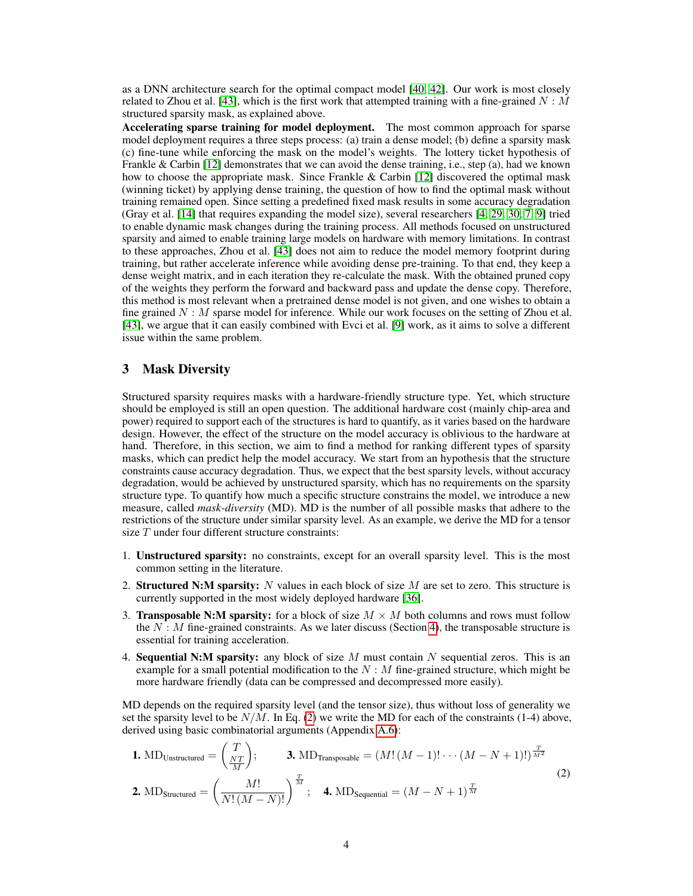as a DNN architecture search for the optimal compact model [40, 42]. Our work is most closely related to Zhou et al. [43], which is the first work that attempted training with a fine-grained $N : M$ structured sparsity mask, as explained above.

**Accelerating sparse training for model deployment.** The most common approach for sparse model deployment requires a three steps process: (a) train a dense model; (b) define a sparsity mask (c) fine-tune while enforcing the mask on the model's weights. The lottery ticket hypothesis of Frankle & Carbin [12] demonstrates that we can avoid the dense training, i.e., step (a), had we known how to choose the appropriate mask. Since Frankle & Carbin [12] discovered the optimal mask (winning ticket) by applying dense training, the question of how to find the optimal mask without training remained open. Since setting a predefined fixed mask results in some accuracy degradation (Gray et al. [14] that requires expanding the model size), several researchers [4, 29, 30, 7, 9] tried to enable dynamic mask changes during the training process. All methods focused on unstructured sparsity and aimed to enable training large models on hardware with memory limitations. In contrast to these approaches, Zhou et al. [43] does not aim to reduce the model memory footprint during training, but rather accelerate inference while avoiding dense pre-training. To that end, they keep a dense weight matrix, and in each iteration they re-calculate the mask. With the obtained pruned copy of the weights they perform the forward and backward pass and update the dense copy. Therefore, this method is most relevant when a pretrained dense model is not given, and one wishes to obtain a fine grained $N : M$ sparse model for inference. While our work focuses on the setting of Zhou et al. [43], we argue that it can easily combined with Evci et al. [9] work, as it aims to solve a different issue within the same problem.

## 3 Mask Diversity

Structured sparsity requires masks with a hardware-friendly structure type. Yet, which structure should be employed is still an open question. The additional hardware cost (mainly chip-area and power) required to support each of the structures is hard to quantify, as it varies based on the hardware design. However, the effect of the structure on the model accuracy is oblivious to the hardware at hand. Therefore, in this section, we aim to find a method for ranking different types of sparsity masks, which can predict help the model accuracy. We start from an hypothesis that the structure constraints cause accuracy degradation. Thus, we expect that the best sparsity levels, without accuracy degradation, would be achieved by unstructured sparsity, which has no requirements on the sparsity structure type. To quantify how much a specific structure constrains the model, we introduce a new measure, called *mask-diversity* (MD). MD is the number of all possible masks that adhere to the restrictions of the structure under similar sparsity level. As an example, we derive the MD for a tensor size $T$ under four different structure constraints:

1. **Unstructured sparsity:** no constraints, except for an overall sparsity level. This is the most common setting in the literature.
2. **Structured N:M sparsity:** $N$ values in each block of size $M$ are set to zero. This structure is currently supported in the most widely deployed hardware [36].
3. **Transposable N:M sparsity:** for a block of size $M \times M$ both columns and rows must follow the $N : M$ fine-grained constraints. As we later discuss (Section 4), the transposable structure is essential for training acceleration.
4. **Sequential N:M sparsity:** any block of size $M$ must contain $N$ sequential zeros. This is an example for a small potential modification to the $N : M$ fine-grained structure, which might be more hardware friendly (data can be compressed and decompressed more easily).

MD depends on the required sparsity level (and the tensor size), thus without loss of generality we set the sparsity level to be $N/M$. In Eq. (2) we write the MD for each of the constraints (1-4) above, derived using basic combinatorial arguments (Appendix A.6):

$$\textbf{1. } \mathrm{MD}_{\text{Unstructured}} = \binom{T}{\frac{NT}{M}}; \qquad \textbf{3. } \mathrm{MD}_{\text{Transposable}} = \left(M!\,(M-1)!\cdots(M-N+1)!\right)^{\frac{T}{M^2}}$$
$$\textbf{2. } \mathrm{MD}_{\text{Structured}} = \left(\frac{M!}{N!\,(M-N)!}\right)^{\frac{T}{M}}; \quad \textbf{4. } \mathrm{MD}_{\text{Sequential}} = (M-N+1)^{\frac{T}{M}} \tag{2}$$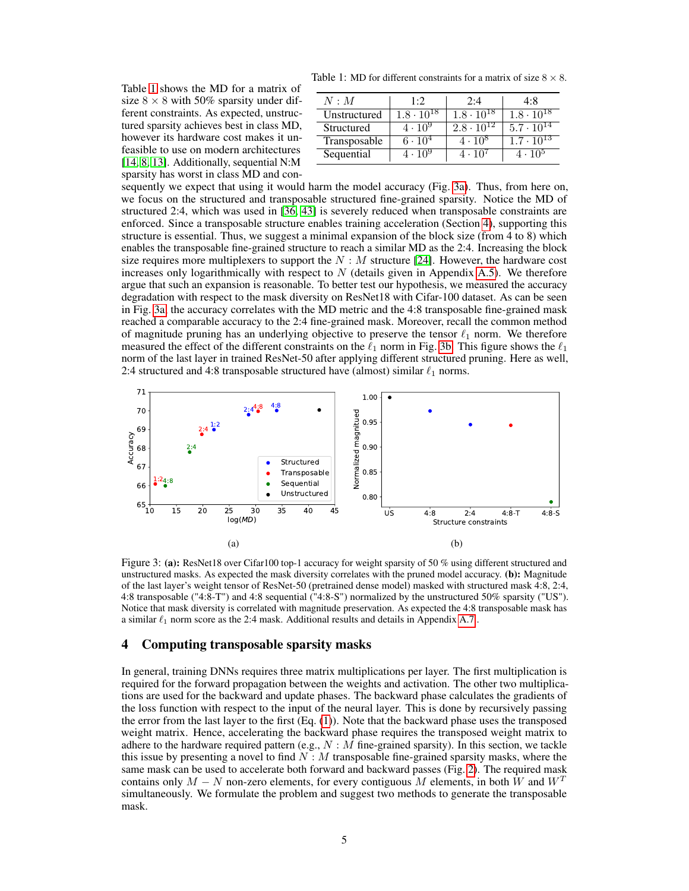Table 1: MD for different constraints for a matrix of size $8 \times 8$.

| $N : M$ | 1:2 | 2:4 | 4:8 |
|---|---|---|---|
| Unstructured | $1.8 \cdot 10^{18}$ | $1.8 \cdot 10^{18}$ | $1.8 \cdot 10^{18}$ |
| Structured | $4 \cdot 10^{9}$ | $2.8 \cdot 10^{12}$ | $5.7 \cdot 10^{14}$ |
| Transposable | $6 \cdot 10^{4}$ | $4 \cdot 10^{8}$ | $1.7 \cdot 10^{13}$ |
| Sequential | $4 \cdot 10^{9}$ | $4 \cdot 10^{7}$ | $4 \cdot 10^{5}$ |

Table 1 shows the MD for a matrix of size $8 \times 8$ with 50% sparsity under different constraints. As expected, unstructured sparsity achieves best in class MD, however its hardware cost makes it unfeasible to use on modern architectures [14, 8, 13]. Additionally, sequential N:M sparsity has worst in class MD and consequently we expect that using it would harm the model accuracy (Fig. 3a). Thus, from here on, we focus on the structured and transposable structured fine-grained sparsity. Notice the MD of structured 2:4, which was used in [36, 43] is severely reduced when transposable constraints are enforced. Since a transposable structure enables training acceleration (Section 4), supporting this structure is essential. Thus, we suggest a minimal expansion of the block size (from 4 to 8) which enables the transposable fine-grained structure to reach a similar MD as the 2:4. Increasing the block size requires more multiplexers to support the $N : M$ structure [24]. However, the hardware cost increases only logarithmically with respect to $N$ (details given in Appendix A.5). We therefore argue that such an expansion is reasonable. To better test our hypothesis, we measured the accuracy degradation with respect to the mask diversity on ResNet18 with Cifar-100 dataset. As can be seen in Fig. 3a the accuracy correlates with the MD metric and the 4:8 transposable fine-grained mask reached a comparable accuracy to the 2:4 fine-grained mask. Moreover, recall the common method of magnitude pruning has an underlying objective to preserve the tensor $\ell_1$ norm. We therefore measured the effect of the different constraints on the $\ell_1$ norm in Fig. 3b. This figure shows the $\ell_1$ norm of the last layer in trained ResNet-50 after applying different structured pruning. Here as well, 2:4 structured and 4:8 transposable structured have (almost) similar $\ell_1$ norms.

Figure 3: **(a):** ResNet18 over Cifar100 top-1 accuracy for weight sparsity of 50 % using different structured and unstructured masks. As expected the mask diversity correlates with the pruned model accuracy. **(b):** Magnitude of the last layer's weight tensor of ResNet-50 (pretrained dense model) masked with structured mask 4:8, 2:4, 4:8 transposable ("4:8-T") and 4:8 sequential ("4:8-S") normalized by the unstructured 50% sparsity ("US"). Notice that mask diversity is correlated with magnitude preservation. As expected the 4:8 transposable mask has a similar $\ell_1$ norm score as the 2:4 mask. Additional results and details in Appendix A.7.

## 4 Computing transposable sparsity masks

In general, training DNNs requires three matrix multiplications per layer. The first multiplication is required for the forward propagation between the weights and activation. The other two multiplications are used for the backward and update phases. The backward phase calculates the gradients of the loss function with respect to the input of the neural layer. This is done by recursively passing the error from the last layer to the first (Eq. (1)). Note that the backward phase uses the transposed weight matrix. Hence, accelerating the backward phase requires the transposed weight matrix to adhere to the hardware required pattern (e.g., $N : M$ fine-grained sparsity). In this section, we tackle this issue by presenting a novel to find $N : M$ transposable fine-grained sparsity masks, where the same mask can be used to accelerate both forward and backward passes (Fig. 2). The required mask contains only $M - N$ non-zero elements, for every contiguous $M$ elements, in both $W$ and $W^T$ simultaneously. We formulate the problem and suggest two methods to generate the transposable mask.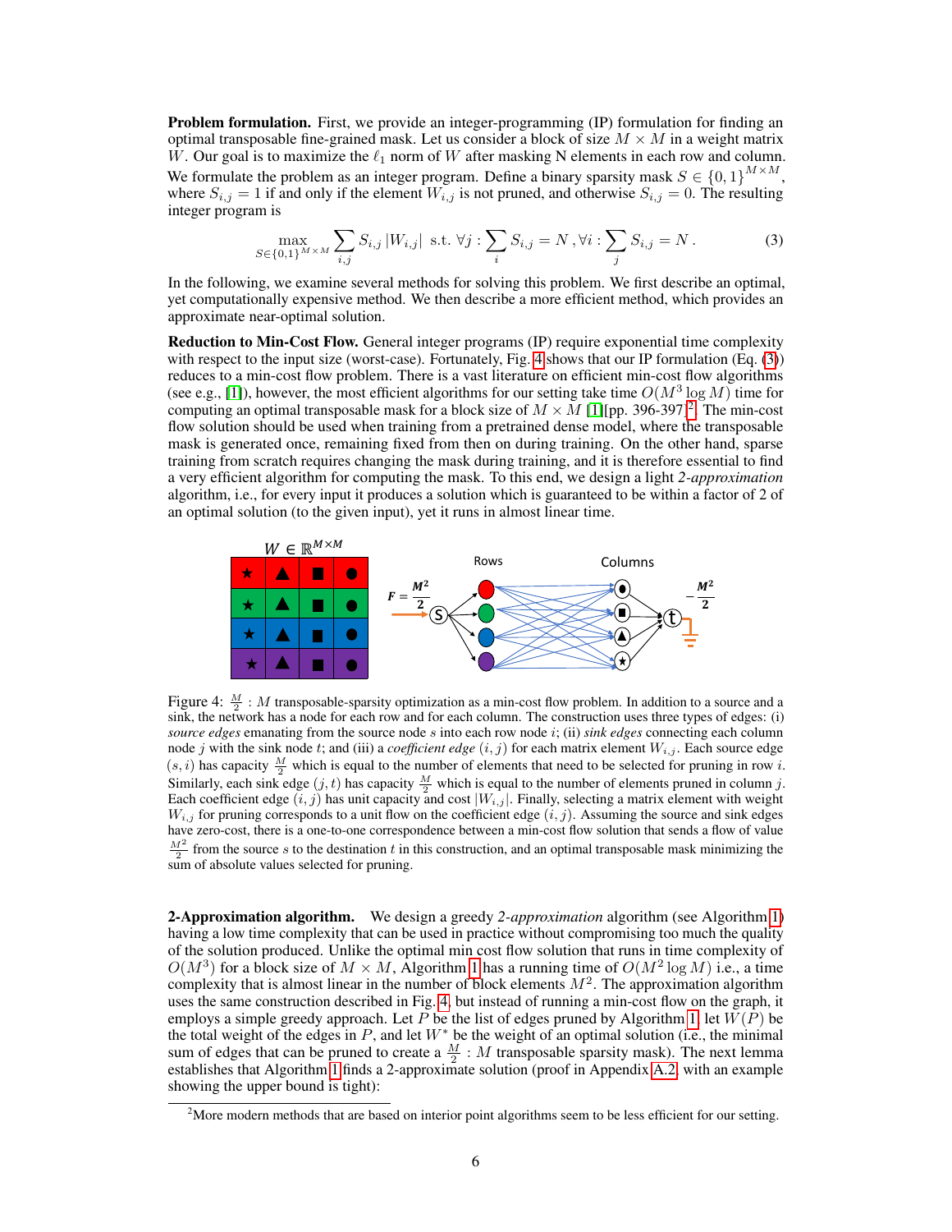**Problem formulation.** First, we provide an integer-programming (IP) formulation for finding an optimal transposable fine-grained mask. Let us consider a block of size $M \times M$ in a weight matrix $W$. Our goal is to maximize the $\ell_1$ norm of $W$ after masking N elements in each row and column. We formulate the problem as an integer program. Define a binary sparsity mask $S \in \{0,1\}^{M \times M}$, where $S_{i,j} = 1$ if and only if the element $W_{i,j}$ is not pruned, and otherwise $S_{i,j} = 0$. The resulting integer program is

$$\max_{S \in \{0,1\}^{M \times M}} \sum_{i,j} S_{i,j} \left| W_{i,j} \right| \text{ s.t. } \forall j : \sum_{i} S_{i,j} = N \,, \forall i : \sum_{j} S_{i,j} = N \,. \tag{3}$$

In the following, we examine several methods for solving this problem. We first describe an optimal, yet computationally expensive method. We then describe a more efficient method, which provides an approximate near-optimal solution.

**Reduction to Min-Cost Flow.** General integer programs (IP) require exponential time complexity with respect to the input size (worst-case). Fortunately, Fig. 4 shows that our IP formulation (Eq. (3)) reduces to a min-cost flow problem. There is a vast literature on efficient min-cost flow algorithms (see e.g., [1]), however, the most efficient algorithms for our setting take time $O(M^3 \log M)$ time for computing an optimal transposable mask for a block size of $M \times M$ [1][pp. 396-397][2]. The min-cost flow solution should be used when training from a pretrained dense model, where the transposable mask is generated once, remaining fixed from then on during training. On the other hand, sparse training from scratch requires changing the mask during training, and it is therefore essential to find a very efficient algorithm for computing the mask. To this end, we design a light *2-approximation* algorithm, i.e., for every input it produces a solution which is guaranteed to be within a factor of 2 of an optimal solution (to the given input), yet it runs in almost linear time.

Figure 4: $\frac{M}{2} : M$ transposable-sparsity optimization as a min-cost flow problem. In addition to a source and a sink, the network has a node for each row and for each column. The construction uses three types of edges: (i) *source edges* emanating from the source node $s$ into each row node $i$; (ii) *sink edges* connecting each column node $j$ with the sink node $t$; and (iii) a *coefficient edge* $(i,j)$ for each matrix element $W_{i,j}$. Each source edge $(s,i)$ has capacity $\frac{M}{2}$ which is equal to the number of elements that need to be selected for pruning in row $i$. Similarly, each sink edge $(j,t)$ has capacity $\frac{M}{2}$ which is equal to the number of elements pruned in column $j$. Each coefficient edge $(i,j)$ has unit capacity and cost $|W_{i,j}|$. Finally, selecting a matrix element with weight $W_{i,j}$ for pruning corresponds to a unit flow on the coefficient edge $(i,j)$. Assuming the source and sink edges have zero-cost, there is a one-to-one correspondence between a min-cost flow solution that sends a flow of value $\frac{M^2}{2}$ from the source $s$ to the destination $t$ in this construction, and an optimal transposable mask minimizing the sum of absolute values selected for pruning.

**2-Approximation algorithm.** We design a greedy *2-approximation* algorithm (see Algorithm 1) having a low time complexity that can be used in practice without compromising too much the quality of the solution produced. Unlike the optimal min cost flow solution that runs in time complexity of $O(M^3)$ for a block size of $M \times M$, Algorithm 1 has a running time of $O(M^2 \log M)$ i.e., a time complexity that is almost linear in the number of block elements $M^2$. The approximation algorithm uses the same construction described in Fig. 4, but instead of running a min-cost flow on the graph, it employs a simple greedy approach. Let $P$ be the list of edges pruned by Algorithm 1, let $W(P)$ be the total weight of the edges in $P$, and let $W^*$ be the weight of an optimal solution (i.e., the minimal sum of edges that can be pruned to create a $\frac{M}{2} : M$ transposable sparsity mask). The next lemma establishes that Algorithm 1 finds a 2-approximate solution (proof in Appendix A.2, with an example showing the upper bound is tight):

[2] More modern methods that are based on interior point algorithms seem to be less efficient for our setting.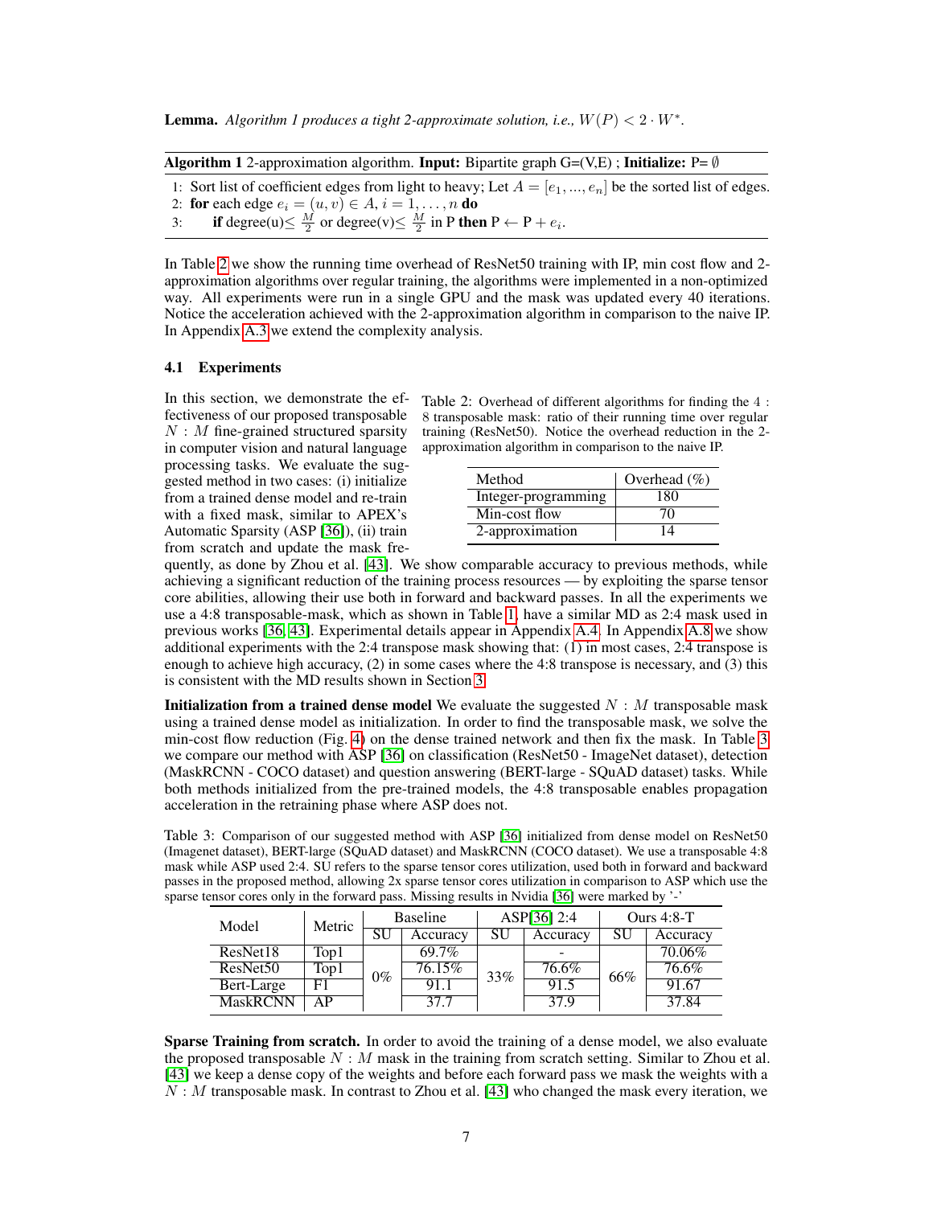**Lemma.** *Algorithm 1 produces a tight 2-approximate solution, i.e.,* $W(P) < 2 \cdot W^*$.

---

**Algorithm 1** 2-approximation algorithm. **Input:** Bipartite graph G=(V,E) ; **Initialize:** P= $\emptyset$

1: Sort list of coefficient edges from light to heavy; Let $A = [e_1, ..., e_n]$ be the sorted list of edges.
2: **for** each edge $e_i = (u, v) \in A, i = 1, \ldots, n$ **do**
3: **if** degree(u)$\leq \frac{M}{2}$ or degree(v)$\leq \frac{M}{2}$ in P **then** P $\leftarrow$ P + $e_i$.

---

In Table 2 we show the running time overhead of ResNet50 training with IP, min cost flow and 2-approximation algorithms over regular training, the algorithms were implemented in a non-optimized way. All experiments were run in a single GPU and the mask was updated every 40 iterations. Notice the acceleration achieved with the 2-approximation algorithm in comparison to the naive IP. In Appendix A.3 we extend the complexity analysis.

### 4.1 Experiments

Table 2: Overhead of different algorithms for finding the $4 : 8$ transposable mask: ratio of their running time over regular training (ResNet50). Notice the overhead reduction in the 2-approximation algorithm in comparison to the naive IP.

| Method | Overhead (%) |
|---|---|
| Integer-programming | 180 |
| Min-cost flow | 70 |
| 2-approximation | 14 |

In this section, we demonstrate the effectiveness of our proposed transposable $N : M$ fine-grained structured sparsity in computer vision and natural language processing tasks. We evaluate the suggested method in two cases: (i) initialize from a trained dense model and re-train with a fixed mask, similar to APEX's Automatic Sparsity (ASP [36]), (ii) train from scratch and update the mask frequently, as done by Zhou et al. [43]. We show comparable accuracy to previous methods, while achieving a significant reduction of the training process resources — by exploiting the sparse tensor core abilities, allowing their use both in forward and backward passes. In all the experiments we use a 4:8 transposable-mask, which as shown in Table 1, have a similar MD as 2:4 mask used in previous works [36, 43]. Experimental details appear in Appendix A.4. In Appendix A.8 we show additional experiments with the 2:4 transpose mask showing that: (1) in most cases, 2:4 transpose is enough to achieve high accuracy, (2) in some cases where the 4:8 transpose is necessary, and (3) this is consistent with the MD results shown in Section 3.

**Initialization from a trained dense model** We evaluate the suggested $N : M$ transposable mask using a trained dense model as initialization. In order to find the transposable mask, we solve the min-cost flow reduction (Fig. 4) on the dense trained network and then fix the mask. In Table 3 we compare our method with ASP [36] on classification (ResNet50 - ImageNet dataset), detection (MaskRCNN - COCO dataset) and question answering (BERT-large - SQuAD dataset) tasks. While both methods initialized from the pre-trained models, the 4:8 transposable enables propagation acceleration in the retraining phase where ASP does not.

Table 3: Comparison of our suggested method with ASP [36] initialized from dense model on ResNet50 (Imagenet dataset), BERT-large (SQuAD dataset) and MaskRCNN (COCO dataset). We use a transposable 4:8 mask while ASP used 2:4. SU refers to the sparse tensor cores utilization, used both in forward and backward passes in the proposed method, allowing 2x sparse tensor cores utilization in comparison to ASP which use the sparse tensor cores only in the forward pass. Missing results in Nvidia [36] were marked by '-'

| Model | Metric | Baseline | | ASP[36] 2:4 | | Ours 4:8-T | |
|---|---|---|---|---|---|---|---|
| | | SU | Accuracy | SU | Accuracy | SU | Accuracy |
| ResNet18 | Top1 | 0% | 69.7% | 33% | - | 66% | 70.06% |
| ResNet50 | Top1 | | 76.15% | | 76.6% | | 76.6% |
| Bert-Large | F1 | | 91.1 | | 91.5 | | 91.67 |
| MaskRCNN | AP | | 37.7 | | 37.9 | | 37.84 |

**Sparse Training from scratch.** In order to avoid the training of a dense model, we also evaluate the proposed transposable $N : M$ mask in the training from scratch setting. Similar to Zhou et al. [43] we keep a dense copy of the weights and before each forward pass we mask the weights with a $N : M$ transposable mask. In contrast to Zhou et al. [43] who changed the mask every iteration, we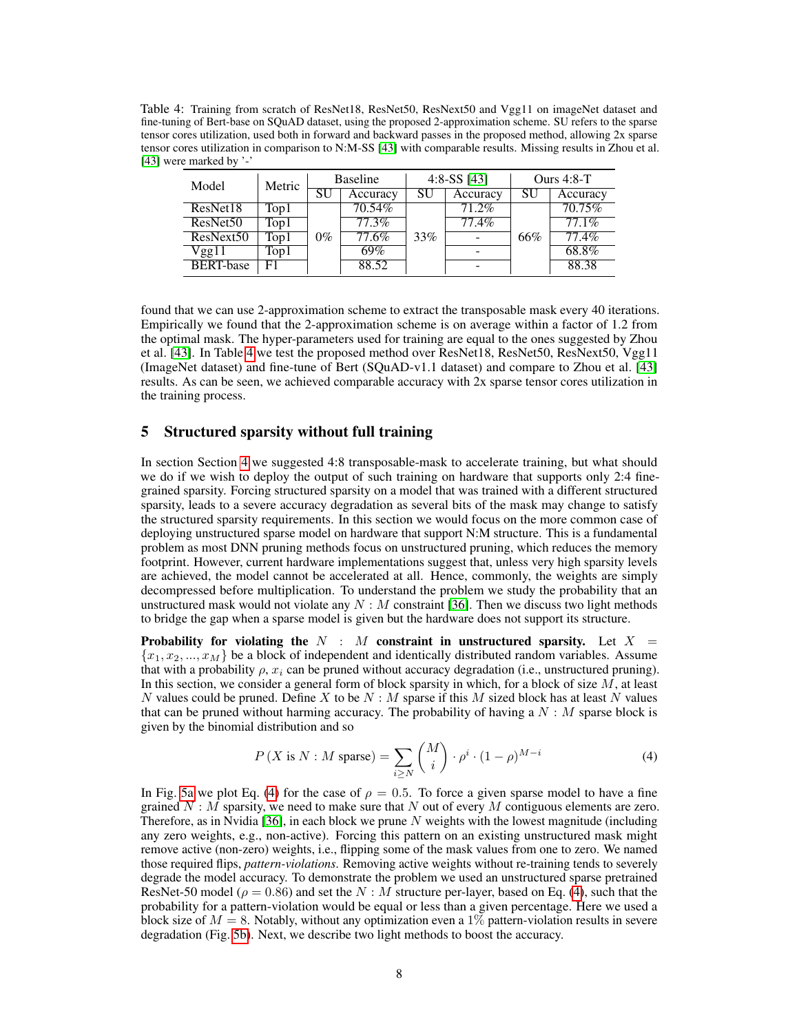Table 4: Training from scratch of ResNet18, ResNet50, ResNext50 and Vgg11 on imageNet dataset and fine-tuning of Bert-base on SQuAD dataset, using the proposed 2-approximation scheme. SU refers to the sparse tensor cores utilization, used both in forward and backward passes in the proposed method, allowing 2x sparse tensor cores utilization in comparison to N:M-SS [43] with comparable results. Missing results in Zhou et al. [43] were marked by '-'

| Model | Metric | Baseline | | 4:8-SS [43] | | Ours 4:8-T | |
|---|---|---|---|---|---|---|---|
| | | SU | Accuracy | SU | Accuracy | SU | Accuracy |
| ResNet18 | Top1 | 0% | 70.54% | 33% | 71.2% | 66% | 70.75% |
| ResNet50 | Top1 | | 77.3% | | 77.4% | | 77.1% |
| ResNext50 | Top1 | | 77.6% | | - | | 77.4% |
| Vgg11 | Top1 | | 69% | | - | | 68.8% |
| BERT-base | F1 | | 88.52 | | - | | 88.38 |

found that we can use 2-approximation scheme to extract the transposable mask every 40 iterations. Empirically we found that the 2-approximation scheme is on average within a factor of 1.2 from the optimal mask. The hyper-parameters used for training are equal to the ones suggested by Zhou et al. [43]. In Table 4 we test the proposed method over ResNet18, ResNet50, ResNext50, Vgg11 (ImageNet dataset) and fine-tune of Bert (SQuAD-v1.1 dataset) and compare to Zhou et al. [43] results. As can be seen, we achieved comparable accuracy with 2x sparse tensor cores utilization in the training process.

## 5 Structured sparsity without full training

In section Section 4 we suggested 4:8 transposable-mask to accelerate training, but what should we do if we wish to deploy the output of such training on hardware that supports only 2:4 fine-grained sparsity. Forcing structured sparsity on a model that was trained with a different structured sparsity, leads to a severe accuracy degradation as several bits of the mask may change to satisfy the structured sparsity requirements. In this section we would focus on the more common case of deploying unstructured sparse model on hardware that support N:M structure. This is a fundamental problem as most DNN pruning methods focus on unstructured pruning, which reduces the memory footprint. However, current hardware implementations suggest that, unless very high sparsity levels are achieved, the model cannot be accelerated at all. Hence, commonly, the weights are simply decompressed before multiplication. To understand the problem we study the probability that an unstructured mask would not violate any $N:M$ constraint [36]. Then we discuss two light methods to bridge the gap when a sparse model is given but the hardware does not support its structure.

**Probability for violating the $N:M$ constraint in unstructured sparsity.** Let $X = \{x_1, x_2, ..., x_M\}$ be a block of independent and identically distributed random variables. Assume that with a probability $\rho$, $x_i$ can be pruned without accuracy degradation (i.e., unstructured pruning). In this section, we consider a general form of block sparsity in which, for a block of size $M$, at least $N$ values could be pruned. Define $X$ to be $N:M$ sparse if this $M$ sized block has at least $N$ values that can be pruned without harming accuracy. The probability of having a $N:M$ sparse block is given by the binomial distribution and so

$$P\left(X \text{ is } N:M \text{ sparse}\right) = \sum_{i \geq N} \binom{M}{i} \cdot \rho^i \cdot (1-\rho)^{M-i} \tag{4}$$

In Fig. 5a we plot Eq. (4) for the case of $\rho = 0.5$. To force a given sparse model to have a fine grained $N:M$ sparsity, we need to make sure that $N$ out of every $M$ contiguous elements are zero. Therefore, as in Nvidia [36], in each block we prune $N$ weights with the lowest magnitude (including any zero weights, e.g., non-active). Forcing this pattern on an existing unstructured mask might remove active (non-zero) weights, i.e., flipping some of the mask values from one to zero. We named those required flips, *pattern-violations*. Removing active weights without re-training tends to severely degrade the model accuracy. To demonstrate the problem we used an unstructured sparse pretrained ResNet-50 model ($\rho = 0.86$) and set the $N:M$ structure per-layer, based on Eq. (4), such that the probability for a pattern-violation would be equal or less than a given percentage. Here we used a block size of $M = 8$. Notably, without any optimization even a 1% pattern-violation results in severe degradation (Fig. 5b). Next, we describe two light methods to boost the accuracy.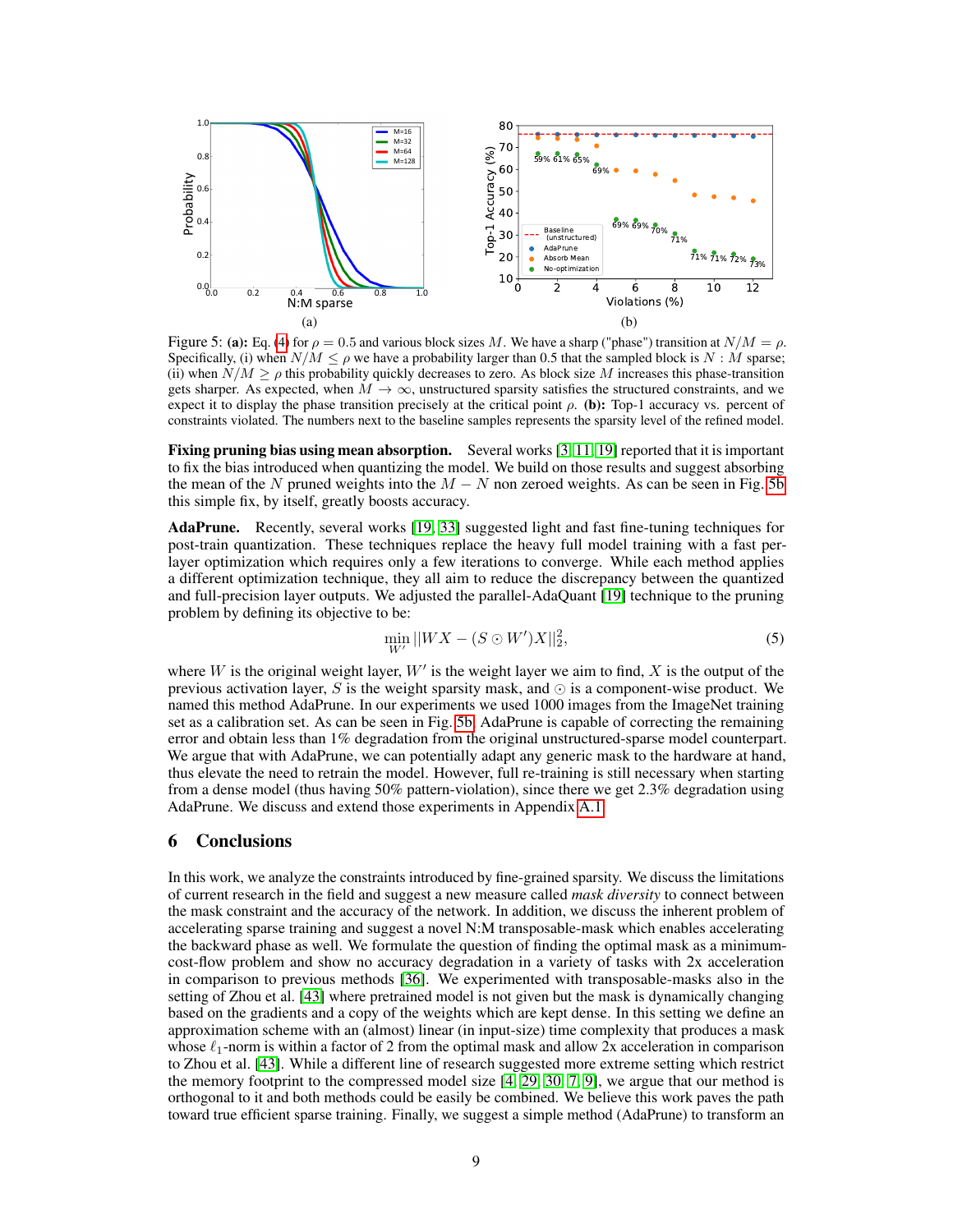Figure 5: **(a):** Eq. (4) for $\rho = 0.5$ and various block sizes $M$. We have a sharp ("phase") transition at $N/M = \rho$. Specifically, (i) when $N/M \leq \rho$ we have a probability larger than 0.5 that the sampled block is $N : M$ sparse; (ii) when $N/M \geq \rho$ this probability quickly decreases to zero. As block size $M$ increases this phase-transition gets sharper. As expected, when $M \to \infty$, unstructured sparsity satisfies the structured constraints, and we expect it to display the phase transition precisely at the critical point $\rho$. **(b):** Top-1 accuracy vs. percent of constraints violated. The numbers next to the baseline samples represents the sparsity level of the refined model.

**Fixing pruning bias using mean absorption.** Several works [3, 11, 19] reported that it is important to fix the bias introduced when quantizing the model. We build on those results and suggest absorbing the mean of the $N$ pruned weights into the $M - N$ non zeroed weights. As can be seen in Fig. 5b this simple fix, by itself, greatly boosts accuracy.

**AdaPrune.** Recently, several works [19, 33] suggested light and fast fine-tuning techniques for post-train quantization. These techniques replace the heavy full model training with a fast per-layer optimization which requires only a few iterations to converge. While each method applies a different optimization technique, they all aim to reduce the discrepancy between the quantized and full-precision layer outputs. We adjusted the parallel-AdaQuant [19] technique to the pruning problem by defining its objective to be:

$$\min_{W'} ||WX - (S \odot W')X||_2^2, \tag{5}$$

where $W$ is the original weight layer, $W'$ is the weight layer we aim to find, $X$ is the output of the previous activation layer, $S$ is the weight sparsity mask, and $\odot$ is a component-wise product. We named this method AdaPrune. In our experiments we used 1000 images from the ImageNet training set as a calibration set. As can be seen in Fig. 5b, AdaPrune is capable of correcting the remaining error and obtain less than 1% degradation from the original unstructured-sparse model counterpart. We argue that with AdaPrune, we can potentially adapt any generic mask to the hardware at hand, thus elevate the need to retrain the model. However, full re-training is still necessary when starting from a dense model (thus having 50% pattern-violation), since there we get 2.3% degradation using AdaPrune. We discuss and extend those experiments in Appendix A.1.

## 6 Conclusions

In this work, we analyze the constraints introduced by fine-grained sparsity. We discuss the limitations of current research in the field and suggest a new measure called *mask diversity* to connect between the mask constraint and the accuracy of the network. In addition, we discuss the inherent problem of accelerating sparse training and suggest a novel N:M transposable-mask which enables accelerating the backward phase as well. We formulate the question of finding the optimal mask as a minimum-cost-flow problem and show no accuracy degradation in a variety of tasks with 2x acceleration in comparison to previous methods [36]. We experimented with transposable-masks also in the setting of Zhou et al. [43] where pretrained model is not given but the mask is dynamically changing based on the gradients and a copy of the weights which are kept dense. In this setting we define an approximation scheme with an (almost) linear (in input-size) time complexity that produces a mask whose $\ell_1$-norm is within a factor of 2 from the optimal mask and allow 2x acceleration in comparison to Zhou et al. [43]. While a different line of research suggested more extreme setting which restrict the memory footprint to the compressed model size [4, 29, 30, 7, 9], we argue that our method is orthogonal to it and both methods could be easily be combined. We believe this work paves the path toward true efficient sparse training. Finally, we suggest a simple method (AdaPrune) to transform an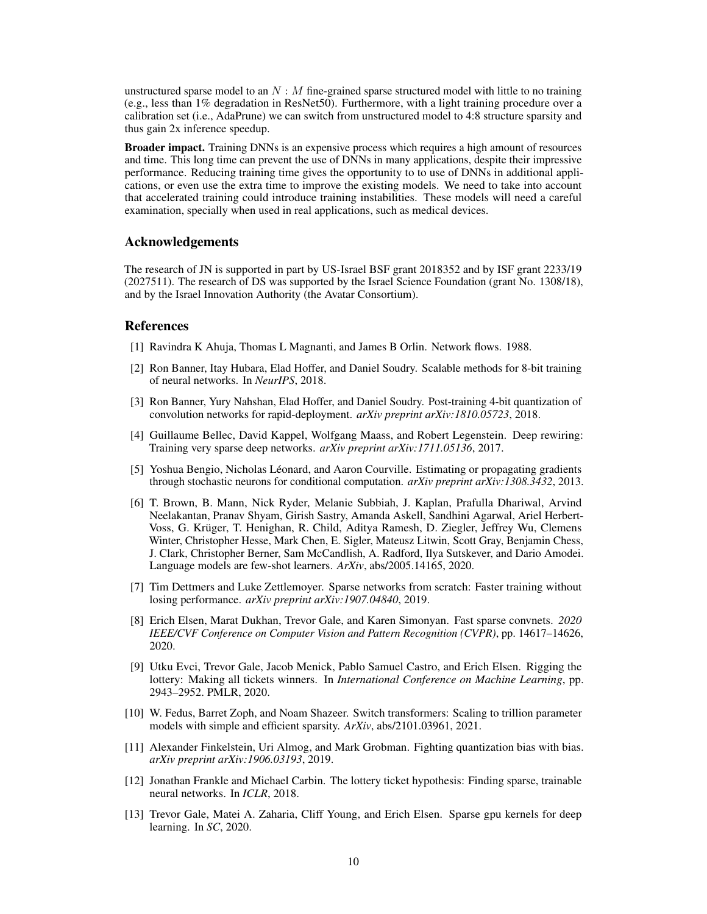unstructured sparse model to an $N : M$ fine-grained sparse structured model with little to no training (e.g., less than 1% degradation in ResNet50). Furthermore, with a light training procedure over a calibration set (i.e., AdaPrune) we can switch from unstructured model to 4:8 structure sparsity and thus gain 2x inference speedup.

**Broader impact.** Training DNNs is an expensive process which requires a high amount of resources and time. This long time can prevent the use of DNNs in many applications, despite their impressive performance. Reducing training time gives the opportunity to to use of DNNs in additional applications, or even use the extra time to improve the existing models. We need to take into account that accelerated training could introduce training instabilities. These models will need a careful examination, specially when used in real applications, such as medical devices.

## Acknowledgements

The research of JN is supported in part by US-Israel BSF grant 2018352 and by ISF grant 2233/19 (2027511). The research of DS was supported by the Israel Science Foundation (grant No. 1308/18), and by the Israel Innovation Authority (the Avatar Consortium).

## References

[1] Ravindra K Ahuja, Thomas L Magnanti, and James B Orlin. Network flows. 1988.

[2] Ron Banner, Itay Hubara, Elad Hoffer, and Daniel Soudry. Scalable methods for 8-bit training of neural networks. In *NeurIPS*, 2018.

[3] Ron Banner, Yury Nahshan, Elad Hoffer, and Daniel Soudry. Post-training 4-bit quantization of convolution networks for rapid-deployment. *arXiv preprint arXiv:1810.05723*, 2018.

[4] Guillaume Bellec, David Kappel, Wolfgang Maass, and Robert Legenstein. Deep rewiring: Training very sparse deep networks. *arXiv preprint arXiv:1711.05136*, 2017.

[5] Yoshua Bengio, Nicholas Léonard, and Aaron Courville. Estimating or propagating gradients through stochastic neurons for conditional computation. *arXiv preprint arXiv:1308.3432*, 2013.

[6] T. Brown, B. Mann, Nick Ryder, Melanie Subbiah, J. Kaplan, Prafulla Dhariwal, Arvind Neelakantan, Pranav Shyam, Girish Sastry, Amanda Askell, Sandhini Agarwal, Ariel Herbert-Voss, G. Krüger, T. Henighan, R. Child, Aditya Ramesh, D. Ziegler, Jeffrey Wu, Clemens Winter, Christopher Hesse, Mark Chen, E. Sigler, Mateusz Litwin, Scott Gray, Benjamin Chess, J. Clark, Christopher Berner, Sam McCandlish, A. Radford, Ilya Sutskever, and Dario Amodei. Language models are few-shot learners. *ArXiv*, abs/2005.14165, 2020.

[7] Tim Dettmers and Luke Zettlemoyer. Sparse networks from scratch: Faster training without losing performance. *arXiv preprint arXiv:1907.04840*, 2019.

[8] Erich Elsen, Marat Dukhan, Trevor Gale, and Karen Simonyan. Fast sparse convnets. *2020 IEEE/CVF Conference on Computer Vision and Pattern Recognition (CVPR)*, pp. 14617–14626, 2020.

[9] Utku Evci, Trevor Gale, Jacob Menick, Pablo Samuel Castro, and Erich Elsen. Rigging the lottery: Making all tickets winners. In *International Conference on Machine Learning*, pp. 2943–2952. PMLR, 2020.

[10] W. Fedus, Barret Zoph, and Noam Shazeer. Switch transformers: Scaling to trillion parameter models with simple and efficient sparsity. *ArXiv*, abs/2101.03961, 2021.

[11] Alexander Finkelstein, Uri Almog, and Mark Grobman. Fighting quantization bias with bias. *arXiv preprint arXiv:1906.03193*, 2019.

[12] Jonathan Frankle and Michael Carbin. The lottery ticket hypothesis: Finding sparse, trainable neural networks. In *ICLR*, 2018.

[13] Trevor Gale, Matei A. Zaharia, Cliff Young, and Erich Elsen. Sparse gpu kernels for deep learning. In *SC*, 2020.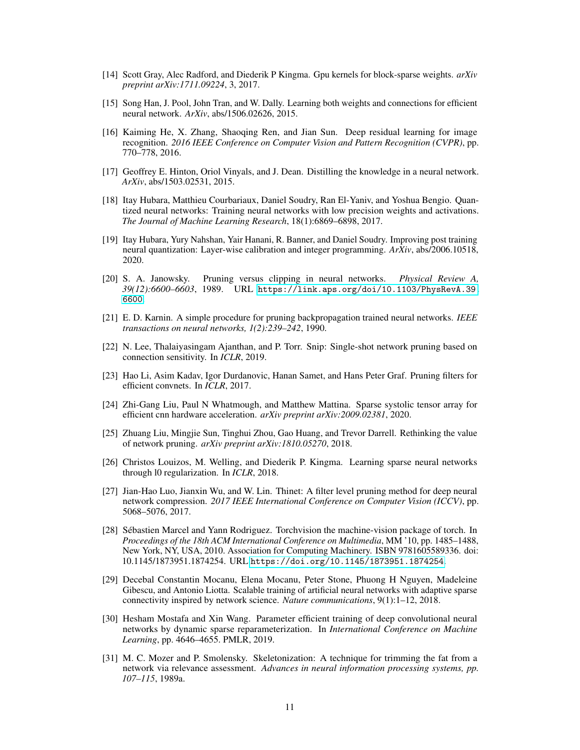[14] Scott Gray, Alec Radford, and Diederik P Kingma. Gpu kernels for block-sparse weights. *arXiv preprint arXiv:1711.09224*, 3, 2017.

[15] Song Han, J. Pool, John Tran, and W. Dally. Learning both weights and connections for efficient neural network. *ArXiv*, abs/1506.02626, 2015.

[16] Kaiming He, X. Zhang, Shaoqing Ren, and Jian Sun. Deep residual learning for image recognition. *2016 IEEE Conference on Computer Vision and Pattern Recognition (CVPR)*, pp. 770–778, 2016.

[17] Geoffrey E. Hinton, Oriol Vinyals, and J. Dean. Distilling the knowledge in a neural network. *ArXiv*, abs/1503.02531, 2015.

[18] Itay Hubara, Matthieu Courbariaux, Daniel Soudry, Ran El-Yaniv, and Yoshua Bengio. Quantized neural networks: Training neural networks with low precision weights and activations. *The Journal of Machine Learning Research*, 18(1):6869–6898, 2017.

[19] Itay Hubara, Yury Nahshan, Yair Hanani, R. Banner, and Daniel Soudry. Improving post training neural quantization: Layer-wise calibration and integer programming. *ArXiv*, abs/2006.10518, 2020.

[20] S. A. Janowsky. Pruning versus clipping in neural networks. *Physical Review A, 39(12):6600–6603*, 1989. URL https://link.aps.org/doi/10.1103/PhysRevA.39.6600.

[21] E. D. Karnin. A simple procedure for pruning backpropagation trained neural networks. *IEEE transactions on neural networks, 1(2):239–242*, 1990.

[22] N. Lee, Thalaiyasingam Ajanthan, and P. Torr. Snip: Single-shot network pruning based on connection sensitivity. In *ICLR*, 2019.

[23] Hao Li, Asim Kadav, Igor Durdanovic, Hanan Samet, and Hans Peter Graf. Pruning filters for efficient convnets. In *ICLR*, 2017.

[24] Zhi-Gang Liu, Paul N Whatmough, and Matthew Mattina. Sparse systolic tensor array for efficient cnn hardware acceleration. *arXiv preprint arXiv:2009.02381*, 2020.

[25] Zhuang Liu, Mingjie Sun, Tinghui Zhou, Gao Huang, and Trevor Darrell. Rethinking the value of network pruning. *arXiv preprint arXiv:1810.05270*, 2018.

[26] Christos Louizos, M. Welling, and Diederik P. Kingma. Learning sparse neural networks through l0 regularization. In *ICLR*, 2018.

[27] Jian-Hao Luo, Jianxin Wu, and W. Lin. Thinet: A filter level pruning method for deep neural network compression. *2017 IEEE International Conference on Computer Vision (ICCV)*, pp. 5068–5076, 2017.

[28] Sébastien Marcel and Yann Rodriguez. Torchvision the machine-vision package of torch. In *Proceedings of the 18th ACM International Conference on Multimedia*, MM '10, pp. 1485–1488, New York, NY, USA, 2010. Association for Computing Machinery. ISBN 9781605589336. doi: 10.1145/1873951.1874254. URL https://doi.org/10.1145/1873951.1874254.

[29] Decebal Constantin Mocanu, Elena Mocanu, Peter Stone, Phuong H Nguyen, Madeleine Gibescu, and Antonio Liotta. Scalable training of artificial neural networks with adaptive sparse connectivity inspired by network science. *Nature communications*, 9(1):1–12, 2018.

[30] Hesham Mostafa and Xin Wang. Parameter efficient training of deep convolutional neural networks by dynamic sparse reparameterization. In *International Conference on Machine Learning*, pp. 4646–4655. PMLR, 2019.

[31] M. C. Mozer and P. Smolensky. Skeletonization: A technique for trimming the fat from a network via relevance assessment. *Advances in neural information processing systems, pp. 107–115*, 1989a.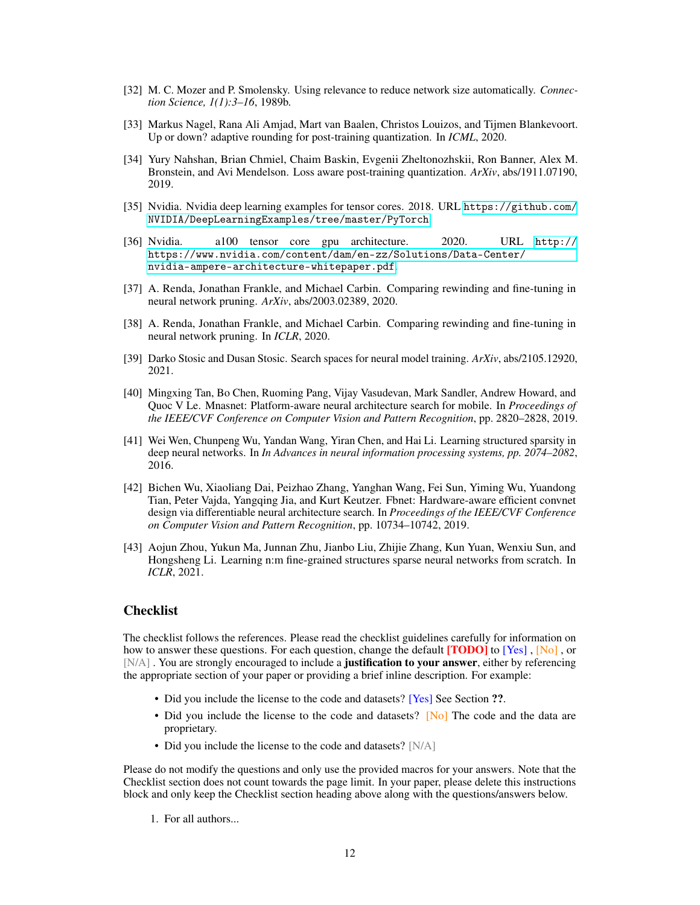[32] M. C. Mozer and P. Smolensky. Using relevance to reduce network size automatically. *Connection Science, 1(1):3–16*, 1989b.

[33] Markus Nagel, Rana Ali Amjad, Mart van Baalen, Christos Louizos, and Tijmen Blankevoort. Up or down? adaptive rounding for post-training quantization. In *ICML*, 2020.

[34] Yury Nahshan, Brian Chmiel, Chaim Baskin, Evgenii Zheltonozhskii, Ron Banner, Alex M. Bronstein, and Avi Mendelson. Loss aware post-training quantization. *ArXiv*, abs/1911.07190, 2019.

[35] Nvidia. Nvidia deep learning examples for tensor cores. 2018. URL `https://github.com/NVIDIA/DeepLearningExamples/tree/master/PyTorch`.

[36] Nvidia. a100 tensor core gpu architecture. 2020. URL `http://https://www.nvidia.com/content/dam/en-zz/Solutions/Data-Center/nvidia-ampere-architecture-whitepaper.pdf`.

[37] A. Renda, Jonathan Frankle, and Michael Carbin. Comparing rewinding and fine-tuning in neural network pruning. *ArXiv*, abs/2003.02389, 2020.

[38] A. Renda, Jonathan Frankle, and Michael Carbin. Comparing rewinding and fine-tuning in neural network pruning. In *ICLR*, 2020.

[39] Darko Stosic and Dusan Stosic. Search spaces for neural model training. *ArXiv*, abs/2105.12920, 2021.

[40] Mingxing Tan, Bo Chen, Ruoming Pang, Vijay Vasudevan, Mark Sandler, Andrew Howard, and Quoc V Le. Mnasnet: Platform-aware neural architecture search for mobile. In *Proceedings of the IEEE/CVF Conference on Computer Vision and Pattern Recognition*, pp. 2820–2828, 2019.

[41] Wei Wen, Chunpeng Wu, Yandan Wang, Yiran Chen, and Hai Li. Learning structured sparsity in deep neural networks. In *In Advances in neural information processing systems, pp. 2074–2082*, 2016.

[42] Bichen Wu, Xiaoliang Dai, Peizhao Zhang, Yanghan Wang, Fei Sun, Yiming Wu, Yuandong Tian, Peter Vajda, Yangqing Jia, and Kurt Keutzer. Fbnet: Hardware-aware efficient convnet design via differentiable neural architecture search. In *Proceedings of the IEEE/CVF Conference on Computer Vision and Pattern Recognition*, pp. 10734–10742, 2019.

[43] Aojun Zhou, Yukun Ma, Junnan Zhu, Jianbo Liu, Zhijie Zhang, Kun Yuan, Wenxiu Sun, and Hongsheng Li. Learning n:m fine-grained structures sparse neural networks from scratch. In *ICLR*, 2021.

## Checklist

The checklist follows the references. Please read the checklist guidelines carefully for information on how to answer these questions. For each question, change the default **[TODO]** to [Yes] , [No] , or [N/A] . You are strongly encouraged to include a **justification to your answer**, either by referencing the appropriate section of your paper or providing a brief inline description. For example:

- Did you include the license to the code and datasets? [Yes] See Section **??**.
- Did you include the license to the code and datasets? [No] The code and the data are proprietary.
- Did you include the license to the code and datasets? [N/A]

Please do not modify the questions and only use the provided macros for your answers. Note that the Checklist section does not count towards the page limit. In your paper, please delete this instructions block and only keep the Checklist section heading above along with the questions/answers below.

1. For all authors...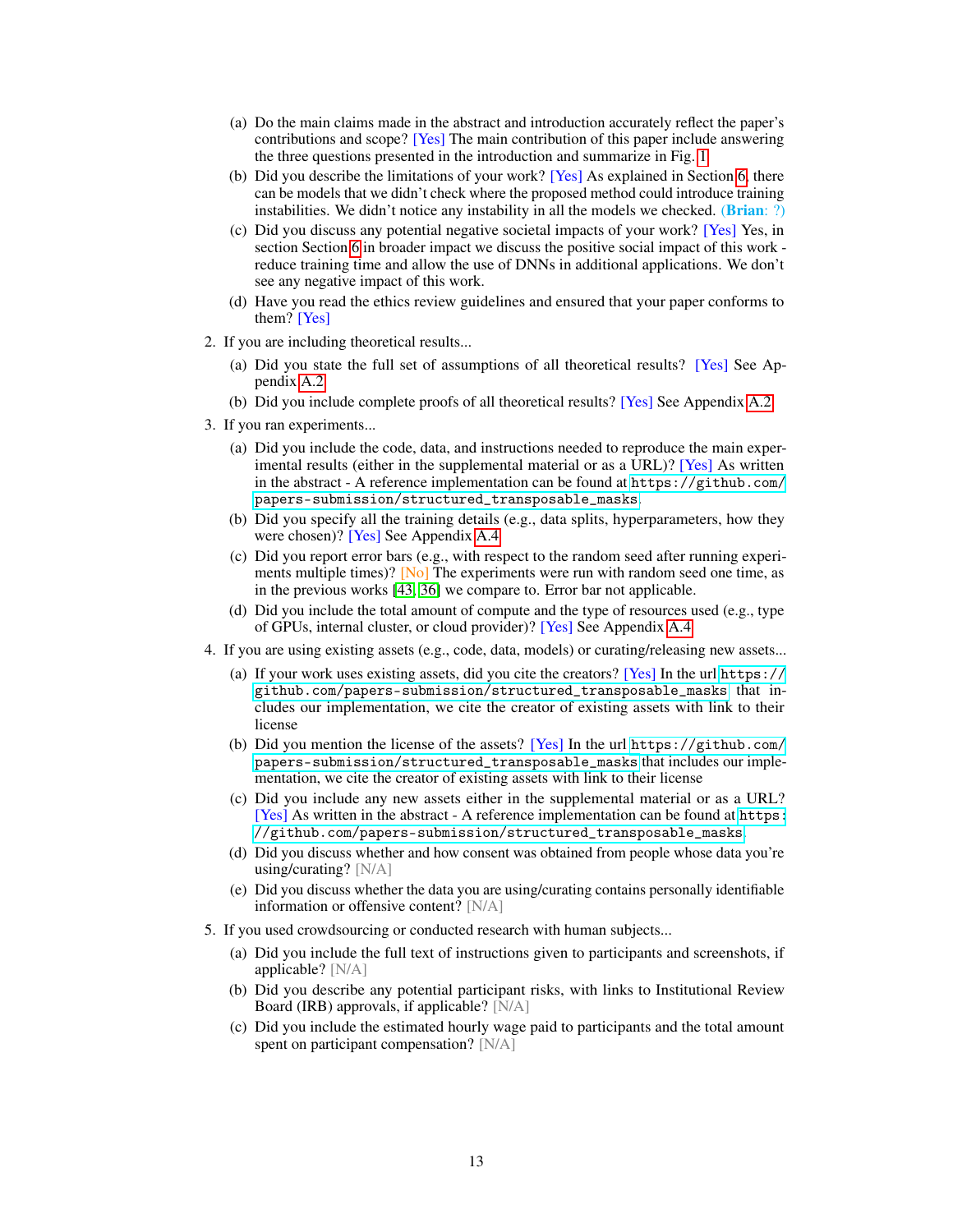(a) Do the main claims made in the abstract and introduction accurately reflect the paper's contributions and scope? [Yes] The main contribution of this paper include answering the three questions presented in the introduction and summarize in Fig. 1

(b) Did you describe the limitations of your work? [Yes] As explained in Section 6, there can be models that we didn't check where the proposed method could introduce training instabilities. We didn't notice any instability in all the models we checked. (**Brian**: ?)

(c) Did you discuss any potential negative societal impacts of your work? [Yes] Yes, in section Section 6 in broader impact we discuss the positive social impact of this work - reduce training time and allow the use of DNNs in additional applications. We don't see any negative impact of this work.

(d) Have you read the ethics review guidelines and ensured that your paper conforms to them? [Yes]

2. If you are including theoretical results...

   (a) Did you state the full set of assumptions of all theoretical results? [Yes] See Appendix A.2

   (b) Did you include complete proofs of all theoretical results? [Yes] See Appendix A.2

3. If you ran experiments...

   (a) Did you include the code, data, and instructions needed to reproduce the main experimental results (either in the supplemental material or as a URL)? [Yes] As written in the abstract - A reference implementation can be found at `https://github.com/papers-submission/structured_transposable_masks`.

   (b) Did you specify all the training details (e.g., data splits, hyperparameters, how they were chosen)? [Yes] See Appendix A.4

   (c) Did you report error bars (e.g., with respect to the random seed after running experiments multiple times)? [No] The experiments were run with random seed one time, as in the previous works [43, 36] we compare to. Error bar not applicable.

   (d) Did you include the total amount of compute and the type of resources used (e.g., type of GPUs, internal cluster, or cloud provider)? [Yes] See Appendix A.4

4. If you are using existing assets (e.g., code, data, models) or curating/releasing new assets...

   (a) If your work uses existing assets, did you cite the creators? [Yes] In the url `https://github.com/papers-submission/structured_transposable_masks` that includes our implementation, we cite the creator of existing assets with link to their license

   (b) Did you mention the license of the assets? [Yes] In the url `https://github.com/papers-submission/structured_transposable_masks` that includes our implementation, we cite the creator of existing assets with link to their license

   (c) Did you include any new assets either in the supplemental material or as a URL? [Yes] As written in the abstract - A reference implementation can be found at `https://github.com/papers-submission/structured_transposable_masks`

   (d) Did you discuss whether and how consent was obtained from people whose data you're using/curating? [N/A]

   (e) Did you discuss whether the data you are using/curating contains personally identifiable information or offensive content? [N/A]

5. If you used crowdsourcing or conducted research with human subjects...

   (a) Did you include the full text of instructions given to participants and screenshots, if applicable? [N/A]

   (b) Did you describe any potential participant risks, with links to Institutional Review Board (IRB) approvals, if applicable? [N/A]

   (c) Did you include the estimated hourly wage paid to participants and the total amount spent on participant compensation? [N/A]